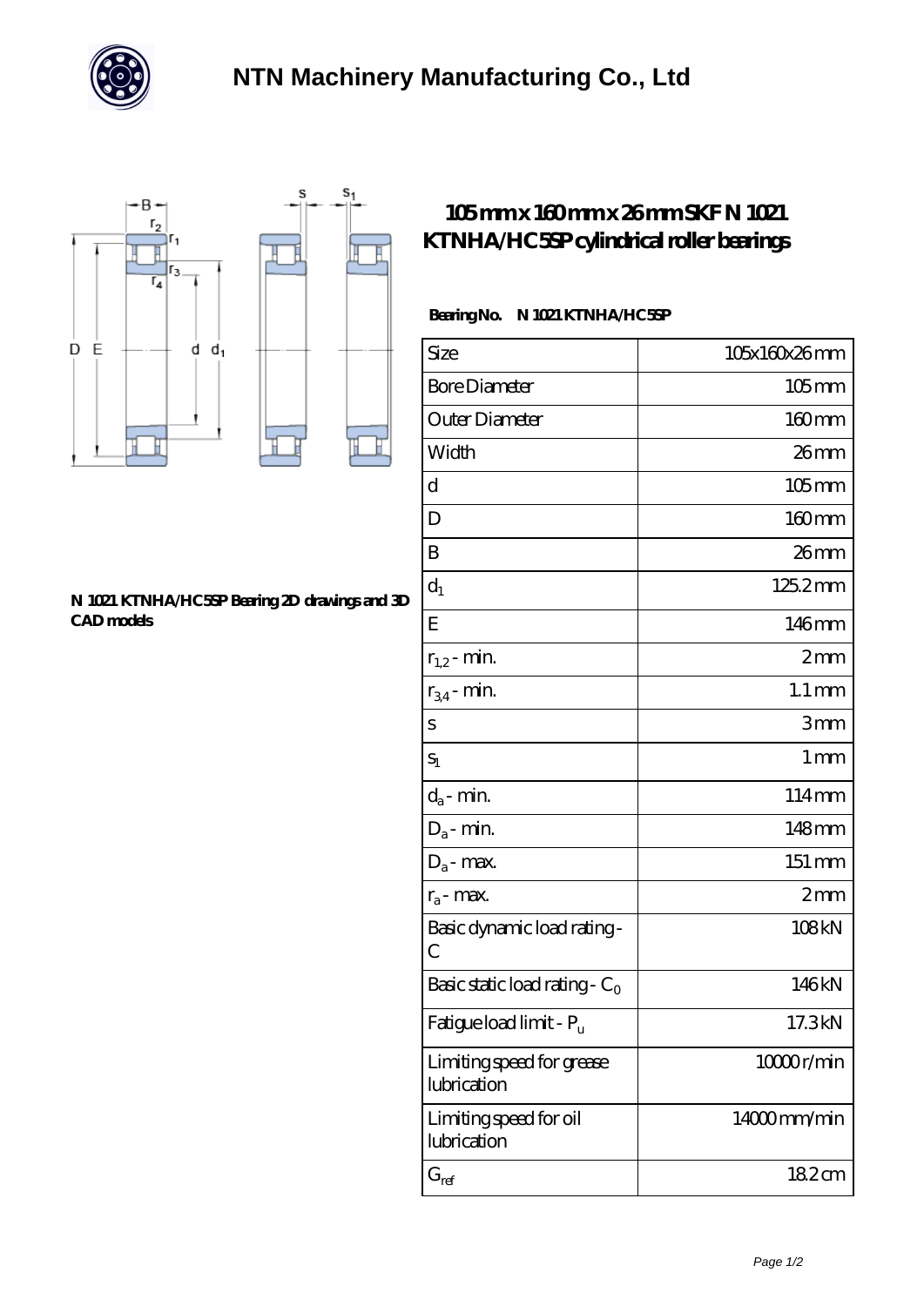# NTN Machinery Manufacturing Co., Ltd

## 105 mm x 160 mm x 26 mm SKF N 1021 KTNHA/HC5SP cylindrical roller bearings

N 1021 KTNHA/HC5SP Bearing 2D drawings and 3D CAD models

**Bearing No. N 1021 KTNHA/HC5SP**

| | |
|---|---|
| Size | 105x160x26 mm |
| Bore Diameter | 105 mm |
| Outer Diameter | 160 mm |
| Width | 26 mm |
| d | 105 mm |
| D | 160 mm |
| B | 26 mm |
| $d_1$ | 125.2 mm |
| E | 146 mm |
| $r_{1,2}$ - min. | 2 mm |
| $r_{3,4}$ - min. | 1.1 mm |
| s | 3 mm |
| $s_1$ | 1 mm |
| $d_a$ - min. | 114 mm |
| $D_a$ - min. | 148 mm |
| $D_a$ - max. | 151 mm |
| $r_a$ - max. | 2 mm |
| Basic dynamic load rating - C | 108 kN |
| Basic static load rating - $C_0$ | 146 kN |
| Fatigue load limit - $P_u$ | 17.3 kN |
| Limiting speed for grease lubrication | 10000 r/min |
| Limiting speed for oil lubrication | 14000 mm/min |
| $G_{ref}$ | 18.2 cm |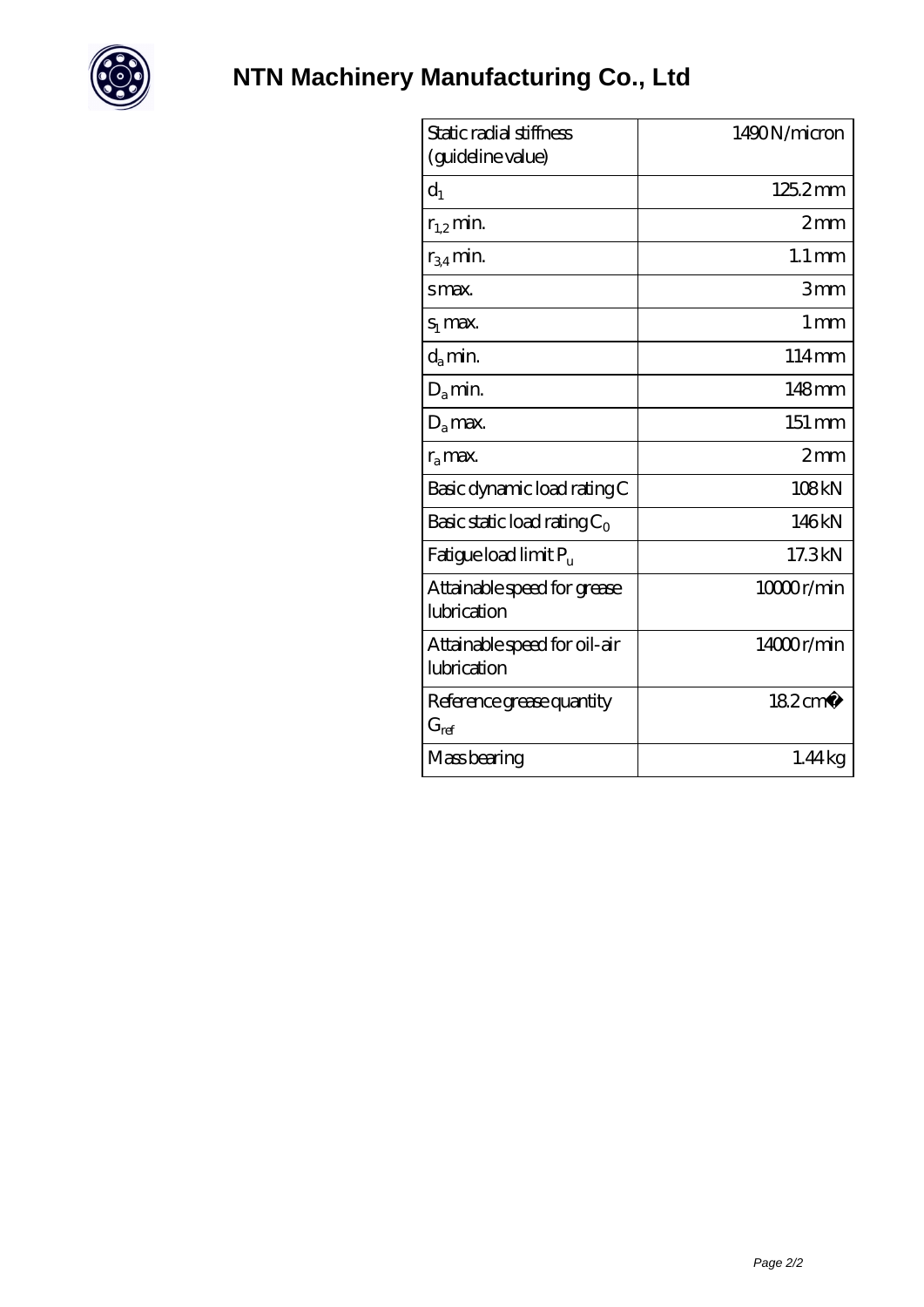# NTN Machinery Manufacturing Co., Ltd

| | |
|---|---|
| Static radial stiffness (guideline value) | 1490 N/micron |
| $d_1$ | 125.2 mm |
| $r_{1,2}$ min. | 2 mm |
| $r_{3,4}$ min. | 1.1 mm |
| s max. | 3 mm |
| $s_1$ max. | 1 mm |
| $d_a$ min. | 114 mm |
| $D_a$ min. | 148 mm |
| $D_a$ max. | 151 mm |
| $r_a$ max. | 2 mm |
| Basic dynamic load rating C | 108 kN |
| Basic static load rating $C_0$ | 146 kN |
| Fatigue load limit $P_u$ | 17.3 kN |
| Attainable speed for grease lubrication | 10000 r/min |
| Attainable speed for oil-air lubrication | 14000 r/min |
| Reference grease quantity $G_{ref}$ | 18.2 cm� |
| Mass bearing | 1.44 kg |